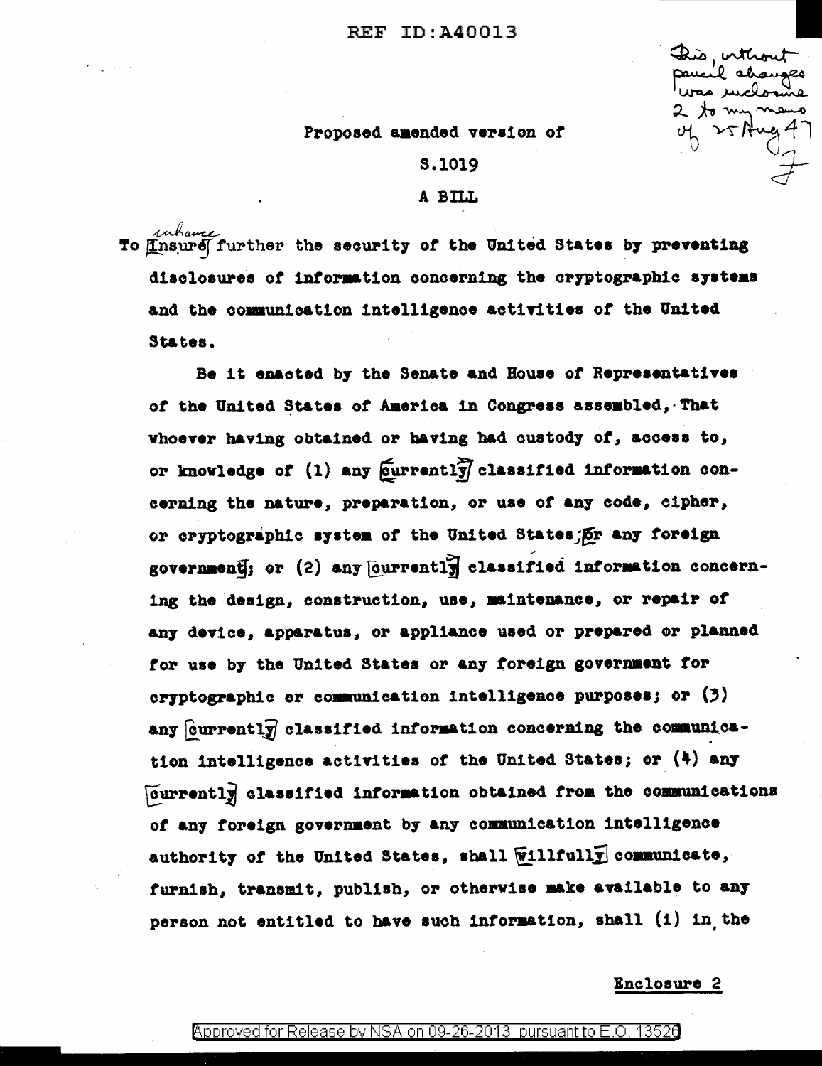REF ID:A40013

This, without pencil changes was enclosure 2 to my memo of 25 Aug 47
F

Proposed amended version of

S.1019

A BILL

To ~~insure~~ enhance further the security of the United States by preventing disclosures of information concerning the cryptographic systems and the communication intelligence activities of the United States.

Be it enacted by the Senate and House of Representatives of the United States of America in Congress assembled, That whoever having obtained or having had custody of, access to, or knowledge of (1) any [currently] classified information concerning the nature, preparation, or use of any code, cipher, or cryptographic system of the United States [or any foreign government]; or (2) any [currently] classified information concerning the design, construction, use, maintenance, or repair of any device, apparatus, or appliance used or prepared or planned for use by the United States or any foreign government for cryptographic or communication intelligence purposes; or (3) any [currently] classified information concerning the communication intelligence activities of the United States; or (4) any [currently] classified information obtained from the communications of any foreign government by any communication intelligence authority of the United States, shall [willfully] communicate, furnish, transmit, publish, or otherwise make available to any person not entitled to have such information, shall (1) in the

Enclosure 2

Approved for Release by NSA on 09-26-2013 pursuant to E.O. 13526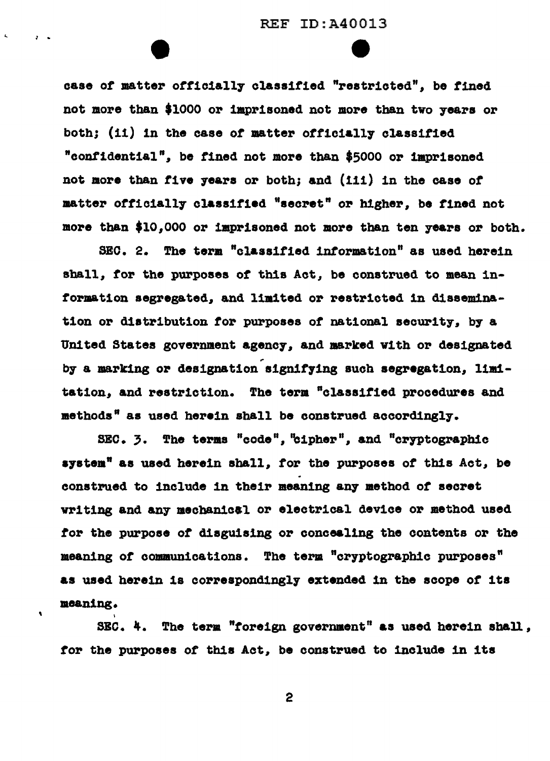case of matter officially classified "restricted", be fined not more than $1000 or imprisoned not more than two years or both; (ii) in the case of matter officially classified "confidential", be fined not more than $5000 or imprisoned not more than five years or both; and (iii) in the case of matter officially classified "secret" or higher, be fined not more than $10,000 or imprisoned not more than ten years or both.

SEC. 2. The term "classified information" as used herein shall, for the purposes of this Act, be construed to mean information segregated, and limited or restricted in dissemination or distribution for purposes of national security, by a United States government agency, and marked with or designated by a marking or designation signifying such segregation, limitation, and restriction. The term "classified procedures and methods" as used herein shall be construed accordingly.

SEC. 3. The terms "code", "cipher", and "cryptographic system" as used herein shall, for the purposes of this Act, be construed to include in their meaning any method of secret writing and any mechanical or electrical device or method used for the purpose of disguising or concealing the contents or the meaning of communications. The term "cryptographic purposes" as used herein is correspondingly extended in the scope of its meaning.

SEC. 4. The term "foreign government" as used herein shall, for the purposes of this Act, be construed to include in its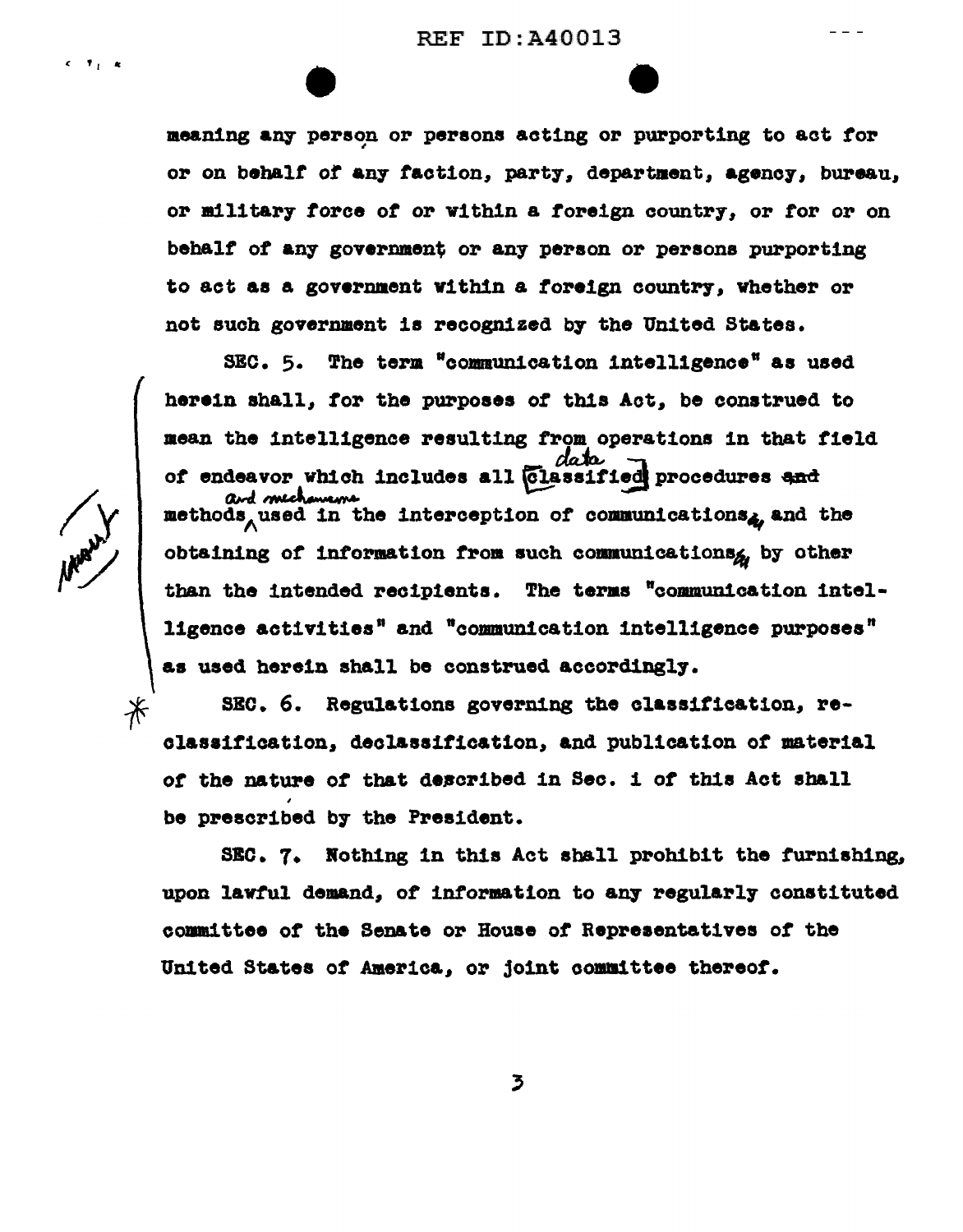meaning any person or persons acting or purporting to act for or on behalf of any faction, party, department, agency, bureau, or military force of or within a foreign country, or for or on behalf of any government or any person or persons purporting to act as a government within a foreign country, whether or not such government is recognized by the United States.

SEC. 5. The term "communication intelligence" as used herein shall, for the purposes of this Act, be construed to mean the intelligence resulting from operations in that field of endeavor which includes all data procedures and methods and mechanisms used in the interception of communications, and the obtaining of information from such communications, by other than the intended recipients. The terms "communication intelligence activities" and "communication intelligence purposes" as used herein shall be construed accordingly.

SEC. 6. Regulations governing the classification, reclassification, declassification, and publication of material of the nature of that described in Sec. 1 of this Act shall be prescribed by the President.

SEC. 7. Nothing in this Act shall prohibit the furnishing, upon lawful demand, of information to any regularly constituted committee of the Senate or House of Representatives of the United States of America, or joint committee thereof.